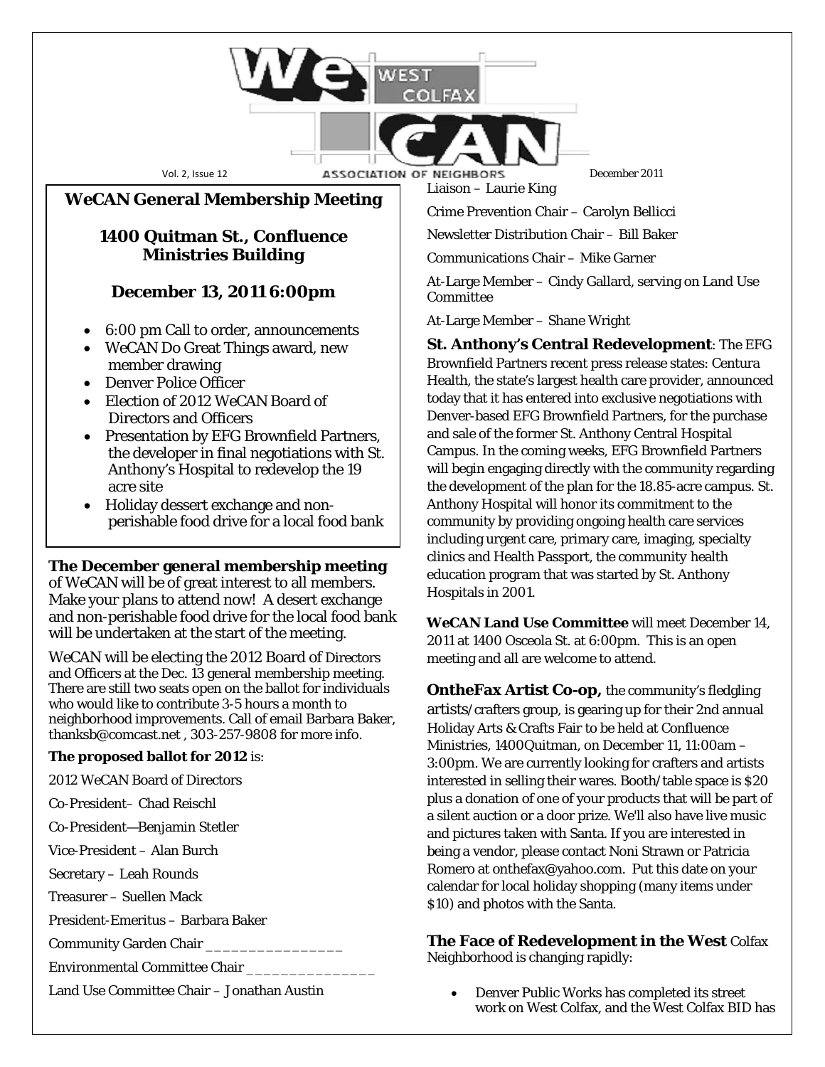# WeCAN West Colfax Association of Neighbors

Vol. 2, Issue 12 — December 2011

## WeCAN General Membership Meeting

### 1400 Quitman St., Confluence Ministries Building

### December 13, 2011 6:00pm

- 6:00 pm Call to order, announcements
- WeCAN Do Great Things award, new member drawing
- Denver Police Officer
- Election of 2012 WeCAN Board of Directors and Officers
- Presentation by EFG Brownfield Partners, the developer in final negotiations with St. Anthony's Hospital to redevelop the 19 acre site
- Holiday dessert exchange and non-perishable food drive for a local food bank

**The December general membership meeting** of WeCAN will be of great interest to all members. Make your plans to attend now! A desert exchange and non-perishable food drive for the local food bank will be undertaken at the start of the meeting.

WeCAN will be electing the 2012 Board of Directors and Officers at the Dec. 13 general membership meeting. There are still two seats open on the ballot for individuals who would like to contribute 3-5 hours a month to neighborhood improvements. Call of email Barbara Baker, thanksb@comcast.net , 303-257-9808 for more info.

**The proposed ballot for 2012** is:

2012 WeCAN Board of Directors

Co-President– Chad Reischl

Co-President—Benjamin Stetler

Vice-President – Alan Burch

Secretary – Leah Rounds

Treasurer – Suellen Mack

President-Emeritus – Barbara Baker

Community Garden Chair ________________

Environmental Committee Chair _______________

Land Use Committee Chair – Jonathan Austin

Liaison – Laurie King

Crime Prevention Chair – Carolyn Bellicci

Newsletter Distribution Chair – Bill Baker

Communications Chair – Mike Garner

At-Large Member – Cindy Gallard, serving on Land Use Committee

At-Large Member – Shane Wright

**St. Anthony's Central Redevelopment**: The EFG Brownfield Partners recent press release states: Centura Health, the state's largest health care provider, announced today that it has entered into exclusive negotiations with Denver-based EFG Brownfield Partners, for the purchase and sale of the former St. Anthony Central Hospital Campus. In the coming weeks, EFG Brownfield Partners will begin engaging directly with the community regarding the development of the plan for the 18.85-acre campus. St. Anthony Hospital will honor its commitment to the community by providing ongoing health care services including urgent care, primary care, imaging, specialty clinics and Health Passport, the community health education program that was started by St. Anthony Hospitals in 2001.

**WeCAN Land Use Committee** will meet December 14, 2011 at 1400 Osceola St. at 6:00pm. This is an open meeting and all are welcome to attend.

**OntheFax Artist Co-op,** the community's fledgling artists/crafters group, is gearing up for their 2nd annual Holiday Arts & Crafts Fair to be held at Confluence Ministries, 1400Quitman, on December 11, 11:00am – 3:00pm. We are currently looking for crafters and artists interested in selling their wares. Booth/table space is $20 plus a donation of one of your products that will be part of a silent auction or a door prize. We'll also have live music and pictures taken with Santa. If you are interested in being a vendor, please contact Noni Strawn or Patricia Romero at onthefax@yahoo.com. Put this date on your calendar for local holiday shopping (many items under $10) and photos with the Santa.

**The Face of Redevelopment in the West** Colfax Neighborhood is changing rapidly:

- Denver Public Works has completed its street work on West Colfax, and the West Colfax BID has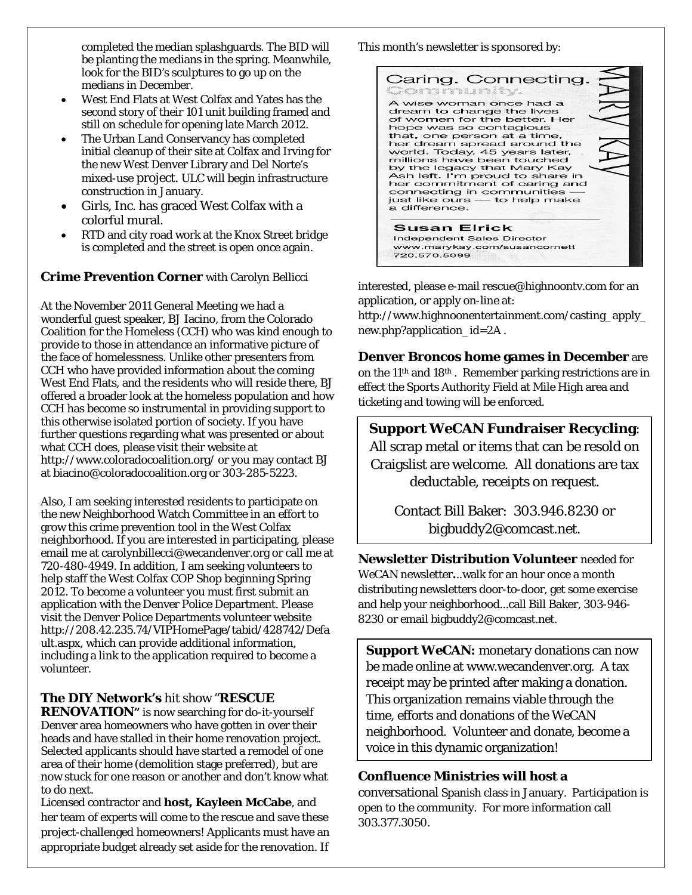completed the median splashguards. The BID will be planting the medians in the spring. Meanwhile, look for the BID's sculptures to go up on the medians in December.

- West End Flats at West Colfax and Yates has the second story of their 101 unit building framed and still on schedule for opening late March 2012.
- The Urban Land Conservancy has completed initial cleanup of their site at Colfax and Irving for the new West Denver Library and Del Norte's mixed-use project. ULC will begin infrastructure construction in January.
- Girls, Inc. has graced West Colfax with a colorful mural.
- RTD and city road work at the Knox Street bridge is completed and the street is open once again.

**Crime Prevention Corner** with Carolyn Bellicci

At the November 2011 General Meeting we had a wonderful guest speaker, BJ Iacino, from the Colorado Coalition for the Homeless (CCH) who was kind enough to provide to those in attendance an informative picture of the face of homelessness. Unlike other presenters from CCH who have provided information about the coming West End Flats, and the residents who will reside there, BJ offered a broader look at the homeless population and how CCH has become so instrumental in providing support to this otherwise isolated portion of society. If you have further questions regarding what was presented or about what CCH does, please visit their website at http://www.coloradocoalition.org/ or you may contact BJ at biacino@coloradocoalition.org or 303-285-5223.

Also, I am seeking interested residents to participate on the new Neighborhood Watch Committee in an effort to grow this crime prevention tool in the West Colfax neighborhood. If you are interested in participating, please email me at carolynbillecci@wecandenver.org or call me at 720-480-4949. In addition, I am seeking volunteers to help staff the West Colfax COP Shop beginning Spring 2012. To become a volunteer you must first submit an application with the Denver Police Department. Please visit the Denver Police Departments volunteer website http://208.42.235.74/VIPHomePage/tabid/428742/Default.aspx, which can provide additional information, including a link to the application required to become a volunteer.

**The DIY Network's** hit show "**RESCUE RENOVATION"** is now searching for do-it-yourself Denver area homeowners who have gotten in over their heads and have stalled in their home renovation project. Selected applicants should have started a remodel of one area of their home (demolition stage preferred), but are now stuck for one reason or another and don't know what to do next.

Licensed contractor and **host, Kayleen McCabe**, and her team of experts will come to the rescue and save these project-challenged homeowners! Applicants must have an appropriate budget already set aside for the renovation. If interested, please e-mail rescue@highnoontv.com for an application, or apply on-line at: http://www.highnoonentertainment.com/casting_apply_new.php?application_id=2A .

This month's newsletter is sponsored by:

Caring. Connecting. Community.

A wise woman once had a dream to change the lives of women for the better. Her hope was so contagious that, one person at a time, her dream spread around the world. Today, 45 years later, millions have been touched by the legacy that Mary Kay Ash left. I'm proud to share in her commitment of caring and connecting in communities — just like ours — to help make a difference.

MARY KAY

**Susan Elrick**
Independent Sales Director
www.marykay.com/susancornett
720.570.5099

**Denver Broncos home games in December** are on the 11th and 18th . Remember parking restrictions are in effect the Sports Authority Field at Mile High area and ticketing and towing will be enforced.

**Support WeCAN Fundraiser Recycling**: All scrap metal or items that can be resold on Craigslist are welcome. All donations are tax deductable, receipts on request.

Contact Bill Baker: 303.946.8230 or bigbuddy2@comcast.net.

**Newsletter Distribution Volunteer** needed for WeCAN newsletter...walk for an hour once a month distributing newsletters door-to-door, get some exercise and help your neighborhood...call Bill Baker, 303-946-8230 or email bigbuddy2@comcast.net.

**Support WeCAN:** monetary donations can now be made online at www.wecandenver.org. A tax receipt may be printed after making a donation. This organization remains viable through the time, efforts and donations of the WeCAN neighborhood. Volunteer and donate, become a voice in this dynamic organization!

**Confluence Ministries will host a** conversational Spanish class in January. Participation is open to the community. For more information call 303.377.3050.